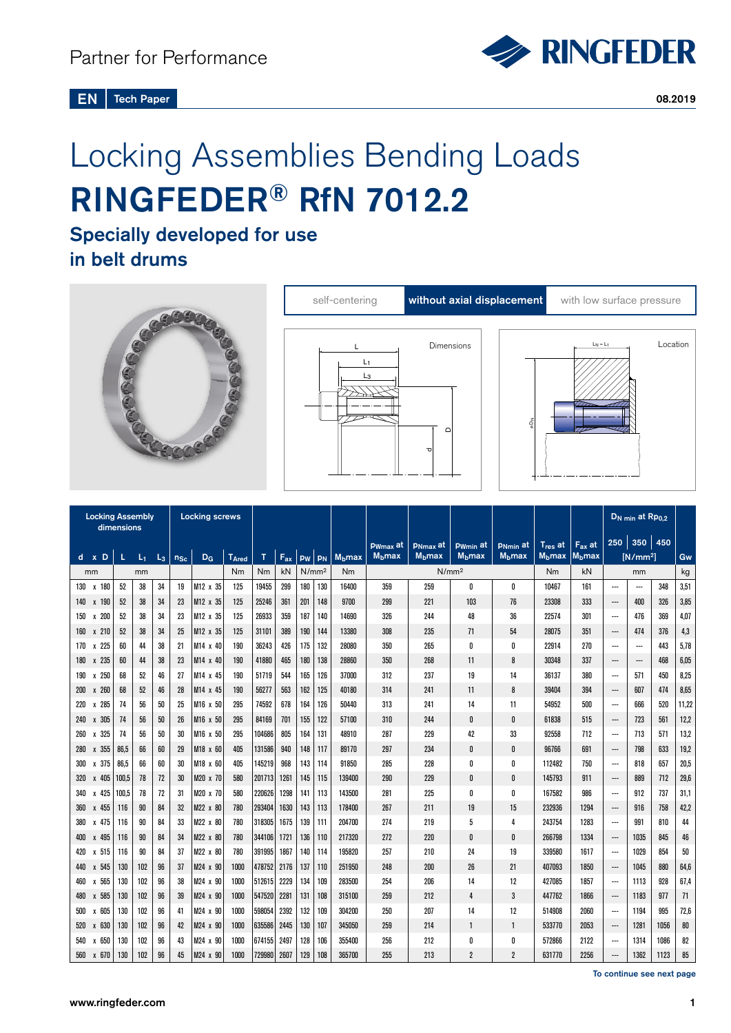Partner for Performance

RINGFEDER

EN | Tech Paper

08.2019

# Locking Assemblies Bending Loads

# RINGFEDER® RfN 7012.2

## Specially developed for use in belt drums

self-centering | **without axial displacement** | with low surface pressure

Dimensions

Location

| Locking Assembly dimensions | | | | Locking screws | | | | | | | | pWmax at Mbmax | pNmax at Mbmax | pWmin at Mbmax | pNmin at Mbmax | Tres at Mbmax | Fax at Mbmax | DN min at Rp0,2 | | | |
|---|---|---|---|---|---|---|---|---|---|---|---|---|---|---|---|---|---|---|---|---|---|
| | | | | | | | | | | | | | | | | | | 250 | 350 | 450 | |
| d x D | L | L1 | L3 | nSc | DG | TAred | T | Fax | pW | pN | Mbmax | | | | | | | [N/mm²] | | | Gw |
| mm | mm | | | | | Nm | Nm | kN | N/mm² | | Nm | N/mm² | | | | Nm | kN | mm | | | kg |
| 130 x 180 | 52 | 38 | 34 | 19 | M12 x 35 | 125 | 19455 | 299 | 180 | 130 | 16400 | 359 | 259 | 0 | 0 | 10467 | 161 | --- | --- | 348 | 3,51 |
| 140 x 190 | 52 | 38 | 34 | 23 | M12 x 35 | 125 | 25246 | 361 | 201 | 148 | 9700 | 299 | 221 | 103 | 76 | 23308 | 333 | --- | 400 | 326 | 3,85 |
| 150 x 200 | 52 | 38 | 34 | 23 | M12 x 35 | 125 | 26933 | 359 | 187 | 140 | 14690 | 326 | 244 | 48 | 36 | 22574 | 301 | --- | 476 | 369 | 4,07 |
| 160 x 210 | 52 | 38 | 34 | 25 | M12 x 35 | 125 | 31101 | 389 | 190 | 144 | 13380 | 308 | 235 | 71 | 54 | 28075 | 351 | --- | 474 | 376 | 4,3 |
| 170 x 225 | 60 | 44 | 38 | 21 | M14 x 40 | 190 | 36243 | 426 | 175 | 132 | 28080 | 350 | 265 | 0 | 0 | 22914 | 270 | --- | --- | 443 | 5,78 |
| 180 x 235 | 60 | 44 | 38 | 23 | M14 x 40 | 190 | 41880 | 465 | 180 | 138 | 28860 | 350 | 268 | 11 | 8 | 30348 | 337 | --- | --- | 468 | 6,05 |
| 190 x 250 | 68 | 52 | 46 | 27 | M14 x 45 | 190 | 51719 | 544 | 165 | 126 | 37000 | 312 | 237 | 19 | 14 | 36137 | 380 | --- | 571 | 450 | 8,25 |
| 200 x 260 | 68 | 52 | 46 | 28 | M14 x 45 | 190 | 56277 | 563 | 162 | 125 | 40180 | 314 | 241 | 11 | 8 | 39404 | 394 | --- | 607 | 474 | 8,65 |
| 220 x 285 | 74 | 56 | 50 | 25 | M16 x 50 | 295 | 74592 | 678 | 164 | 126 | 50440 | 313 | 241 | 14 | 11 | 54952 | 500 | --- | 666 | 520 | 11,22 |
| 240 x 305 | 74 | 56 | 50 | 26 | M16 x 50 | 295 | 84169 | 701 | 155 | 122 | 57100 | 310 | 244 | 0 | 0 | 61838 | 515 | --- | 723 | 561 | 12,2 |
| 260 x 325 | 74 | 56 | 50 | 30 | M16 x 50 | 295 | 104686 | 805 | 164 | 131 | 48910 | 287 | 229 | 42 | 33 | 92558 | 712 | --- | 713 | 571 | 13,2 |
| 280 x 355 | 86,5 | 66 | 60 | 29 | M18 x 60 | 405 | 131586 | 940 | 148 | 117 | 89170 | 297 | 234 | 0 | 0 | 96766 | 691 | --- | 798 | 633 | 19,2 |
| 300 x 375 | 86,5 | 66 | 60 | 30 | M18 x 60 | 405 | 145219 | 968 | 143 | 114 | 91850 | 285 | 228 | 0 | 0 | 112482 | 750 | --- | 818 | 657 | 20,5 |
| 320 x 405 | 100,5 | 78 | 72 | 30 | M20 x 70 | 580 | 201713 | 1261 | 145 | 115 | 139400 | 290 | 229 | 0 | 0 | 145793 | 911 | --- | 889 | 712 | 29,6 |
| 340 x 425 | 100,5 | 78 | 72 | 31 | M20 x 70 | 580 | 220626 | 1298 | 141 | 113 | 143500 | 281 | 225 | 0 | 0 | 167582 | 986 | --- | 912 | 737 | 31,1 |
| 360 x 455 | 116 | 90 | 84 | 32 | M22 x 80 | 780 | 293404 | 1630 | 143 | 113 | 178400 | 267 | 211 | 19 | 15 | 232936 | 1294 | --- | 916 | 758 | 42,2 |
| 380 x 475 | 116 | 90 | 84 | 33 | M22 x 80 | 780 | 318305 | 1675 | 139 | 111 | 204700 | 274 | 219 | 5 | 4 | 243754 | 1283 | --- | 991 | 810 | 44 |
| 400 x 495 | 116 | 90 | 84 | 34 | M22 x 80 | 780 | 344106 | 1721 | 136 | 110 | 217320 | 272 | 220 | 0 | 0 | 266798 | 1334 | --- | 1035 | 845 | 46 |
| 420 x 515 | 116 | 90 | 84 | 37 | M22 x 80 | 780 | 391995 | 1867 | 140 | 114 | 195820 | 257 | 210 | 24 | 19 | 339580 | 1617 | --- | 1029 | 854 | 50 |
| 440 x 545 | 130 | 102 | 96 | 37 | M24 x 90 | 1000 | 478752 | 2176 | 137 | 110 | 251950 | 248 | 200 | 26 | 21 | 407093 | 1850 | --- | 1045 | 880 | 64,6 |
| 460 x 565 | 130 | 102 | 96 | 38 | M24 x 90 | 1000 | 512615 | 2229 | 134 | 109 | 283500 | 254 | 206 | 14 | 12 | 427085 | 1857 | --- | 1113 | 928 | 67,4 |
| 480 x 585 | 130 | 102 | 96 | 39 | M24 x 90 | 1000 | 547520 | 2281 | 131 | 108 | 315100 | 259 | 212 | 4 | 3 | 447762 | 1866 | --- | 1183 | 977 | 71 |
| 500 x 605 | 130 | 102 | 96 | 41 | M24 x 90 | 1000 | 598054 | 2392 | 132 | 109 | 304200 | 250 | 207 | 14 | 12 | 514908 | 2060 | --- | 1194 | 995 | 72,6 |
| 520 x 630 | 130 | 102 | 96 | 42 | M24 x 90 | 1000 | 635586 | 2445 | 130 | 107 | 345050 | 259 | 214 | 1 | 1 | 533770 | 2053 | --- | 1281 | 1056 | 80 |
| 540 x 650 | 130 | 102 | 96 | 43 | M24 x 90 | 1000 | 674155 | 2497 | 128 | 106 | 355400 | 256 | 212 | 0 | 0 | 572866 | 2122 | --- | 1314 | 1086 | 82 |
| 560 x 670 | 130 | 102 | 96 | 45 | M24 x 90 | 1000 | 729980 | 2607 | 129 | 108 | 365700 | 255 | 213 | 2 | 2 | 631770 | 2256 | --- | 1362 | 1123 | 85 |

**To continue see next page**

www.ringfeder.com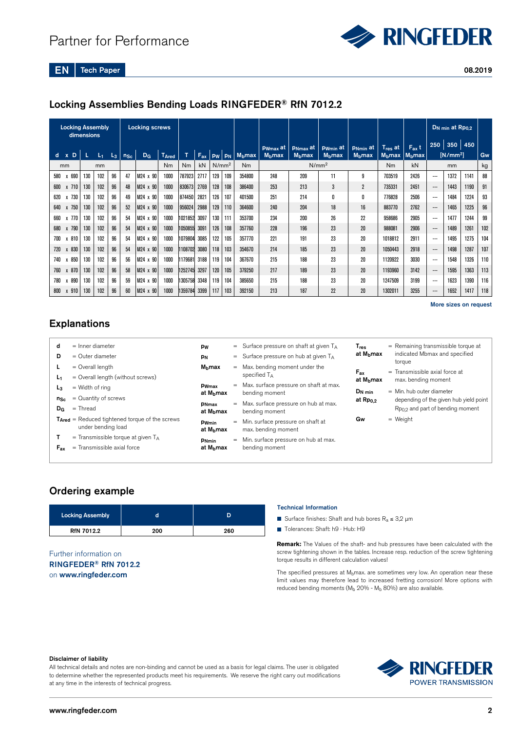## Locking Assemblies Bending Loads RINGFEDER® RfN 7012.2

| Locking Assembly dimensions | | | | Locking screws | | | | | | | | | | | | | | | $D_N$ min at $Rp_{0,2}$ | | | |
|---|---|---|---|---|---|---|---|---|---|---|---|---|---|---|---|---|---|---|---|---|---|---|
| d x D | L | $L_1$ | $L_3$ | $n_{Sc}$ | $D_G$ | $T_{Ared}$ | T | $F_{ax}$ | $p_W$ | $p_N$ | $M_b$max | $p_{Wmax}$ at $M_b$max | $p_{Nmax}$ at $M_b$max | $p_{Wmin}$ at $M_b$max | $p_{Nmin}$ at $M_b$max | $T_{res}$ at $M_b$max | $F_{ax}$ t $M_b$max | 250 | 350 | 450 | Gw |
| mm | mm | | | | | Nm | Nm | kN | N/mm² | | Nm | N/mm² | | | | Nm | kN | [N/mm²] mm | | | kg |
| 580 x 690 | 130 | 102 | 96 | 47 | M24 x 90 | 1000 | 787923 | 2717 | 129 | 109 | 354800 | 248 | 209 | 11 | 9 | 703519 | 2426 | --- | 1372 | 1141 | 88 |
| 600 x 710 | 130 | 102 | 96 | 48 | M24 x 90 | 1000 | 830673 | 2769 | 128 | 108 | 386400 | 253 | 213 | 3 | 2 | 735331 | 2451 | --- | 1443 | 1190 | 91 |
| 620 x 730 | 130 | 102 | 96 | 49 | M24 x 90 | 1000 | 874450 | 2821 | 126 | 107 | 401500 | 251 | 214 | 0 | 0 | 776828 | 2506 | --- | 1484 | 1224 | 93 |
| 640 x 750 | 130 | 102 | 96 | 52 | M24 x 90 | 1000 | 956024 | 2988 | 129 | 110 | 364600 | 240 | 204 | 18 | 16 | 883770 | 2762 | --- | 1465 | 1225 | 96 |
| 660 x 770 | 130 | 102 | 96 | 54 | M24 x 90 | 1000 | 1021852 | 3097 | 130 | 111 | 353700 | 234 | 200 | 26 | 22 | 958686 | 2905 | --- | 1477 | 1244 | 99 |
| 680 x 790 | 130 | 102 | 96 | 54 | M24 x 90 | 1000 | 1050855 | 3091 | 126 | 108 | 357760 | 228 | 196 | 23 | 20 | 988081 | 2906 | --- | 1489 | 1261 | 102 |
| 700 x 810 | 130 | 102 | 96 | 54 | M24 x 90 | 1000 | 1079804 | 3085 | 122 | 105 | 357770 | 221 | 191 | 23 | 20 | 1018812 | 2911 | --- | 1495 | 1275 | 104 |
| 720 x 830 | 130 | 102 | 96 | 54 | M24 x 90 | 1000 | 1108702 | 3080 | 118 | 103 | 354670 | 214 | 185 | 23 | 20 | 1050443 | 2918 | --- | 1498 | 1287 | 107 |
| 740 x 850 | 130 | 102 | 96 | 56 | M24 x 90 | 1000 | 1179681 | 3188 | 119 | 104 | 367670 | 215 | 188 | 23 | 20 | 1120922 | 3030 | --- | 1548 | 1326 | 110 |
| 760 x 870 | 130 | 102 | 96 | 58 | M24 x 90 | 1000 | 1252745 | 3297 | 120 | 105 | 379250 | 217 | 189 | 23 | 20 | 1193960 | 3142 | --- | 1595 | 1363 | 113 |
| 780 x 890 | 130 | 102 | 96 | 59 | M24 x 90 | 1000 | 1305758 | 3348 | 119 | 104 | 385650 | 215 | 188 | 23 | 20 | 1247509 | 3199 | --- | 1623 | 1390 | 116 |
| 800 x 910 | 130 | 102 | 96 | 60 | M24 x 90 | 1000 | 1359784 | 3399 | 117 | 103 | 392150 | 213 | 187 | 22 | 20 | 1302011 | 3255 | --- | 1652 | 1417 | 118 |

**More sizes on request**

## Explanations

- **d** = Inner diameter
- **D** = Outer diameter
- **L** = Overall length
- **$L_1$** = Overall length (without screws)
- **$L_3$** = Width of ring
- **$n_{Sc}$** = Quantity of screws
- **$D_G$** = Thread
- **$T_{Ared}$** = Reduced tightened torque of the screws under bending load
- **T** = Transmissible torque at given $T_A$
- **$F_{ax}$** = Transmissible axial force
- **$p_W$** = Surface pressure on shaft at given $T_A$
- **$p_N$** = Surface pressure on hub at given $T_A$
- **$M_b$max** = Max. bending moment under the specified $T_A$
- **$p_{Wmax}$ at $M_b$max** = Max. surface pressure on shaft at max. bending moment
- **$p_{Nmax}$ at $M_b$max** = Max. surface pressure on hub at max. bending moment
- **$p_{Wmin}$ at $M_b$max** = Min. surface pressure on shaft at max. bending moment
- **$p_{Nmin}$ at $M_b$max** = Min. surface pressure on hub at max. bending moment
- **$T_{res}$ at $M_b$max** = Remaining transmissible torque at indicated Mbmax and specified torque
- **$F_{ax}$ at $M_b$max** = Transmissible axial force at max. bending moment
- **$D_N$ min at $Rp_{0,2}$** = Min. hub outer diameter depending of the given hub yield point $Rp_{0,2}$ and part of bending moment
- **Gw** = Weight

## Ordering example

| Locking Assembly | d | D |
|---|---|---|
| RfN 7012.2 | 200 | 260 |

Further information on **RINGFEDER® RfN 7012.2** on **www.ringfeder.com**

### Technical Information

- Surface finishes: Shaft and hub bores $R_a \leq 3{,}2$ µm
- Tolerances: Shaft: h9 · Hub: H9

**Remark:** The Values of the shaft- and hub pressures have been calculated with the screw tightening shown in the tables. Increase resp. reduction of the screw tightening torque results in different calculation values!

The specified pressures at $M_b$max. are sometimes very low. An operation near these limit values may therefore lead to increased fretting corrosion! More options with reduced bending moments ($M_b$ 20% - $M_b$ 80%) are also available.

**Disclaimer of liability**

All technical details and notes are non-binding and cannot be used as a basis for legal claims. The user is obligated to determine whether the represented products meet his requirements. We reserve the right carry out modifications at any time in the interests of technical progress.